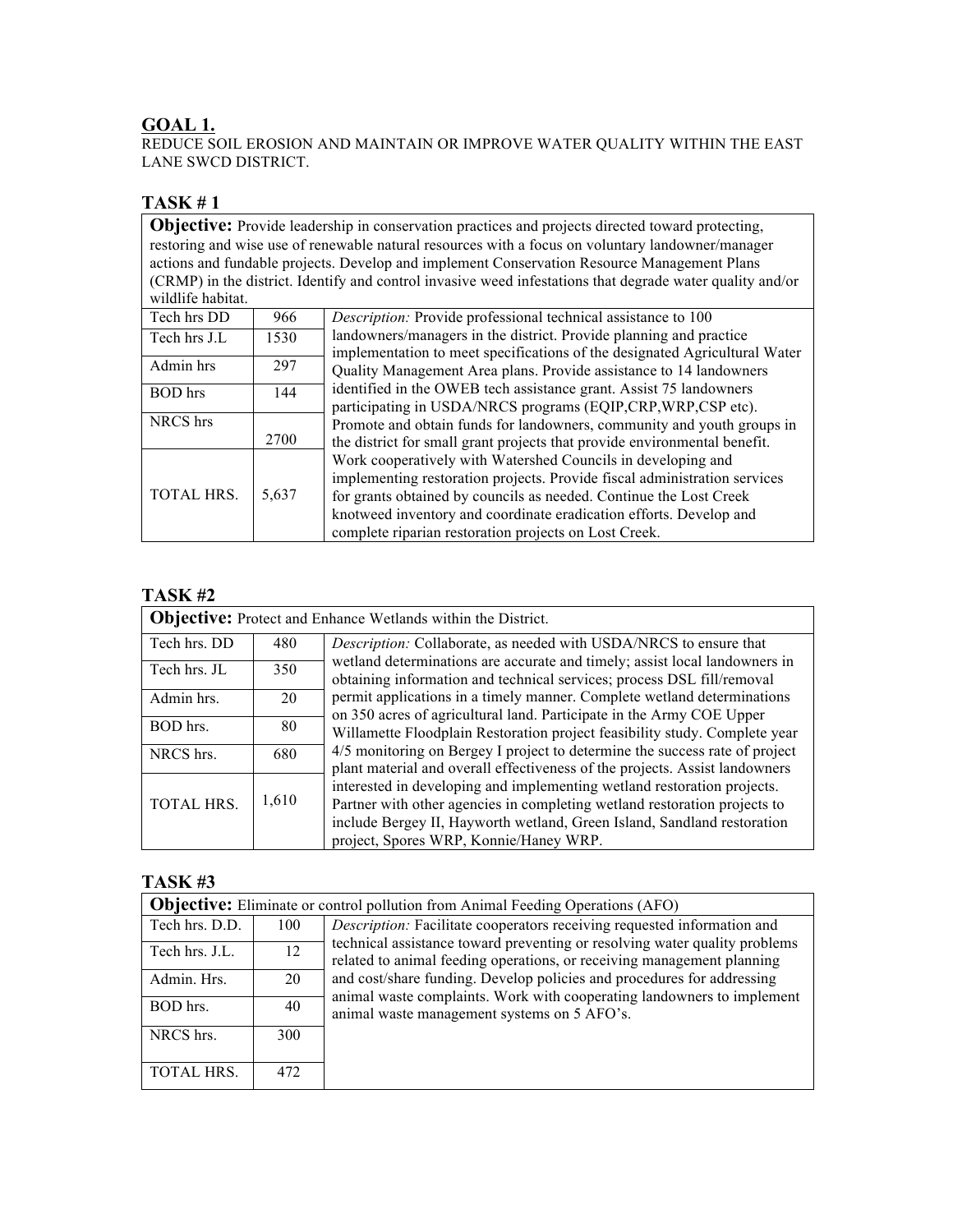## GOAL 1.

REDUCE SOIL EROSION AND MAINTAIN OR IMPROVE WATER QUALITY WITHIN THE EAST LANE SWCD DISTRICT.

### TASK # 1

**Objective:** Provide leadership in conservation practices and projects directed toward protecting, restoring and wise use of renewable natural resources with a focus on voluntary landowner/manager actions and fundable projects. Develop and implement Conservation Resource Management Plans (CRMP) in the district. Identify and control invasive weed infestations that degrade water quality and/or wildlife habitat.

| | | |
|---|---|---|
| Tech hrs DD | 966 | *Description:* Provide professional technical assistance to 100 landowners/managers in the district. Provide planning and practice implementation to meet specifications of the designated Agricultural Water Quality Management Area plans. Provide assistance to 14 landowners identified in the OWEB tech assistance grant. Assist 75 landowners participating in USDA/NRCS programs (EQIP,CRP,WRP,CSP etc). Promote and obtain funds for landowners, community and youth groups in the district for small grant projects that provide environmental benefit. Work cooperatively with Watershed Councils in developing and implementing restoration projects. Provide fiscal administration services for grants obtained by councils as needed. Continue the Lost Creek knotweed inventory and coordinate eradication efforts. Develop and complete riparian restoration projects on Lost Creek. |
| Tech hrs J.L | 1530 | |
| Admin hrs | 297 | |
| BOD hrs | 144 | |
| NRCS hrs | 2700 | |
| TOTAL HRS. | 5,637 | |

### TASK #2

**Objective:** Protect and Enhance Wetlands within the District.

| | | |
|---|---|---|
| Tech hrs. DD | 480 | *Description:* Collaborate, as needed with USDA/NRCS to ensure that wetland determinations are accurate and timely; assist local landowners in obtaining information and technical services; process DSL fill/removal permit applications in a timely manner. Complete wetland determinations on 350 acres of agricultural land. Participate in the Army COE Upper Willamette Floodplain Restoration project feasibility study. Complete year 4/5 monitoring on Bergey I project to determine the success rate of project plant material and overall effectiveness of the projects. Assist landowners interested in developing and implementing wetland restoration projects. Partner with other agencies in completing wetland restoration projects to include Bergey II, Hayworth wetland, Green Island, Sandland restoration project, Spores WRP, Konnie/Haney WRP. |
| Tech hrs. JL | 350 | |
| Admin hrs. | 20 | |
| BOD hrs. | 80 | |
| NRCS hrs. | 680 | |
| TOTAL HRS. | 1,610 | |

### TASK #3

**Objective:** Eliminate or control pollution from Animal Feeding Operations (AFO)

| | | |
|---|---|---|
| Tech hrs. D.D. | 100 | *Description:* Facilitate cooperators receiving requested information and technical assistance toward preventing or resolving water quality problems related to animal feeding operations, or receiving management planning and cost/share funding. Develop policies and procedures for addressing animal waste complaints. Work with cooperating landowners to implement animal waste management systems on 5 AFO's. |
| Tech hrs. J.L. | 12 | |
| Admin. Hrs. | 20 | |
| BOD hrs. | 40 | |
| NRCS hrs. | 300 | |
| TOTAL HRS. | 472 | |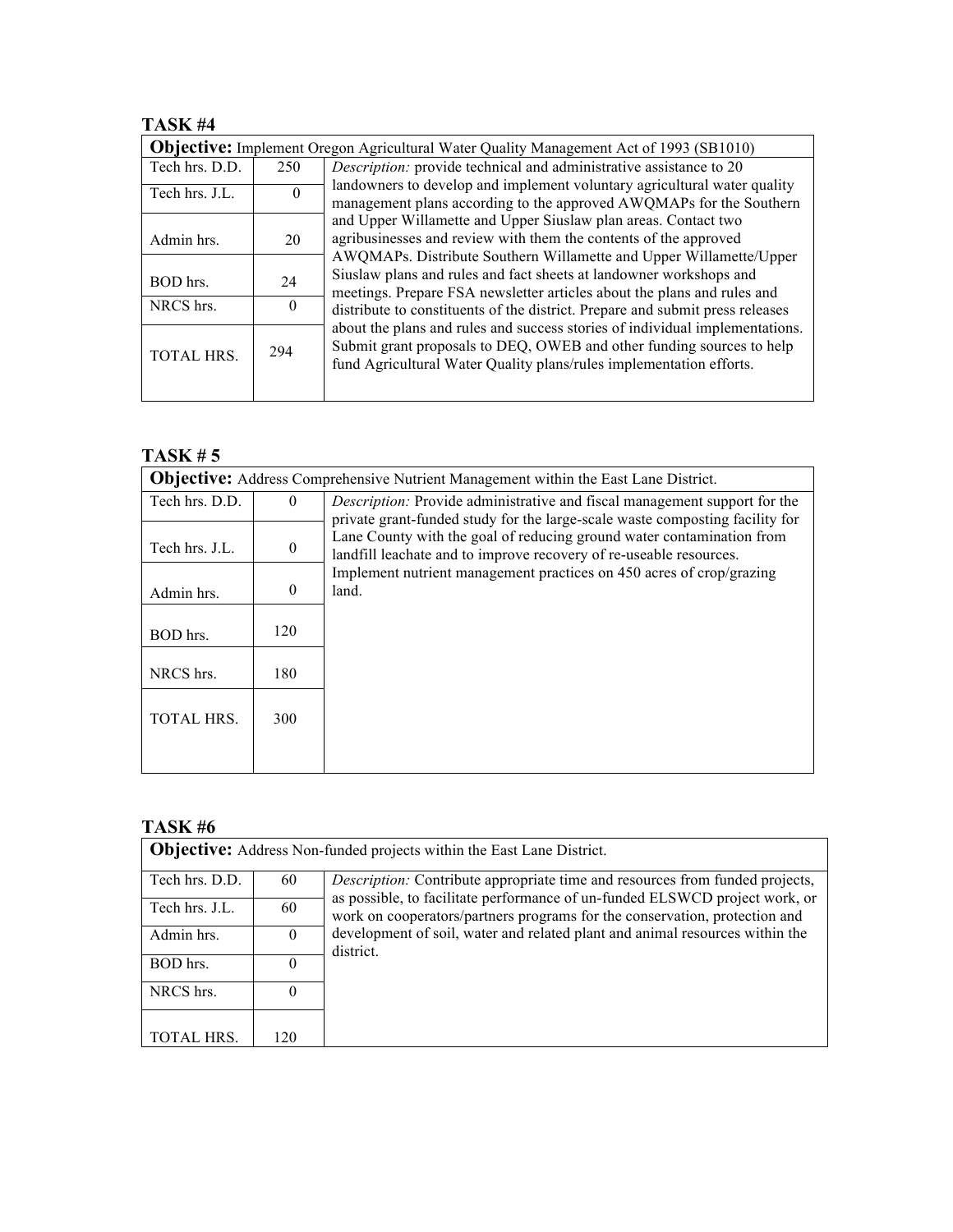### TASK #4

| **Objective:** Implement Oregon Agricultural Water Quality Management Act of 1993 (SB1010) | | |
|---|---|---|
| Tech hrs. D.D. | 250 | *Description:* provide technical and administrative assistance to 20 landowners to develop and implement voluntary agricultural water quality management plans according to the approved AWQMAPs for the Southern and Upper Willamette and Upper Siuslaw plan areas. Contact two agribusinesses and review with them the contents of the approved AWQMAPs. Distribute Southern Willamette and Upper Willamette/Upper Siuslaw plans and rules and fact sheets at landowner workshops and meetings. Prepare FSA newsletter articles about the plans and rules and distribute to constituents of the district. Prepare and submit press releases about the plans and rules and success stories of individual implementations. Submit grant proposals to DEQ, OWEB and other funding sources to help fund Agricultural Water Quality plans/rules implementation efforts. |
| Tech hrs. J.L. | 0 | |
| Admin hrs. | 20 | |
| BOD hrs. | 24 | |
| NRCS hrs. | 0 | |
| TOTAL HRS. | 294 | |

### TASK # 5

| **Objective:** Address Comprehensive Nutrient Management within the East Lane District. | | |
|---|---|---|
| Tech hrs. D.D. | 0 | *Description:* Provide administrative and fiscal management support for the private grant-funded study for the large-scale waste composting facility for Lane County with the goal of reducing ground water contamination from landfill leachate and to improve recovery of re-useable resources. Implement nutrient management practices on 450 acres of crop/grazing land. |
| Tech hrs. J.L. | 0 | |
| Admin hrs. | 0 | |
| BOD hrs. | 120 | |
| NRCS hrs. | 180 | |
| TOTAL HRS. | 300 | |

### TASK #6

| **Objective:** Address Non-funded projects within the East Lane District. | | |
|---|---|---|
| Tech hrs. D.D. | 60 | *Description:* Contribute appropriate time and resources from funded projects, as possible, to facilitate performance of un-funded ELSWCD project work, or work on cooperators/partners programs for the conservation, protection and development of soil, water and related plant and animal resources within the district. |
| Tech hrs. J.L. | 60 | |
| Admin hrs. | 0 | |
| BOD hrs. | 0 | |
| NRCS hrs. | 0 | |
| TOTAL HRS. | 120 | |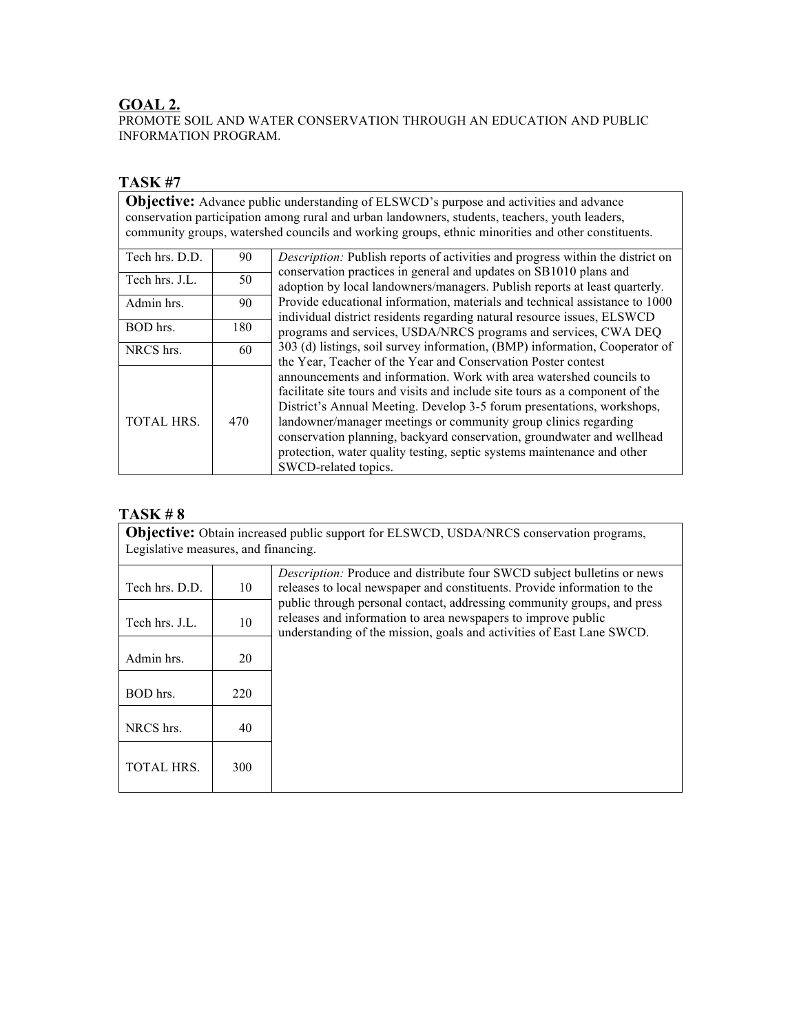## GOAL 2.

PROMOTE SOIL AND WATER CONSERVATION THROUGH AN EDUCATION AND PUBLIC INFORMATION PROGRAM.

### TASK #7

**Objective:** Advance public understanding of ELSWCD's purpose and activities and advance conservation participation among rural and urban landowners, students, teachers, youth leaders, community groups, watershed councils and working groups, ethnic minorities and other constituents.

| | | |
|---|---|---|
| Tech hrs. D.D. | 90 | *Description:* Publish reports of activities and progress within the district on conservation practices in general and updates on SB1010 plans and adoption by local landowners/managers. Publish reports at least quarterly. Provide educational information, materials and technical assistance to 1000 individual district residents regarding natural resource issues, ELSWCD programs and services, USDA/NRCS programs and services, CWA DEQ 303 (d) listings, soil survey information, (BMP) information, Cooperator of the Year, Teacher of the Year and Conservation Poster contest announcements and information. Work with area watershed councils to facilitate site tours and visits and include site tours as a component of the District's Annual Meeting. Develop 3-5 forum presentations, workshops, landowner/manager meetings or community group clinics regarding conservation planning, backyard conservation, groundwater and wellhead protection, water quality testing, septic systems maintenance and other SWCD-related topics. |
| Tech hrs. J.L. | 50 | |
| Admin hrs. | 90 | |
| BOD hrs. | 180 | |
| NRCS hrs. | 60 | |
| TOTAL HRS. | 470 | |

### TASK # 8

**Objective:** Obtain increased public support for ELSWCD, USDA/NRCS conservation programs, Legislative measures, and financing.

| | | |
|---|---|---|
| Tech hrs. D.D. | 10 | *Description:* Produce and distribute four SWCD subject bulletins or news releases to local newspaper and constituents. Provide information to the public through personal contact, addressing community groups, and press releases and information to area newspapers to improve public understanding of the mission, goals and activities of East Lane SWCD. |
| Tech hrs. J.L. | 10 | |
| Admin hrs. | 20 | |
| BOD hrs. | 220 | |
| NRCS hrs. | 40 | |
| TOTAL HRS. | 300 | |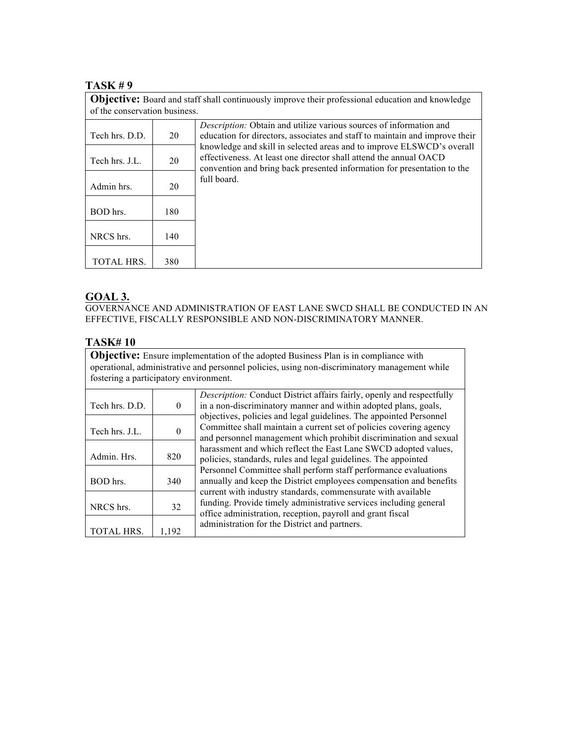### TASK # 9

| **Objective:** Board and staff shall continuously improve their professional education and knowledge of the conservation business. | | |
|---|---|---|
| Tech hrs. D.D. | 20 | *Description:* Obtain and utilize various sources of information and education for directors, associates and staff to maintain and improve their knowledge and skill in selected areas and to improve ELSWCD's overall effectiveness. At least one director shall attend the annual OACD convention and bring back presented information for presentation to the full board. |
| Tech hrs. J.L. | 20 | |
| Admin hrs. | 20 | |
| BOD hrs. | 180 | |
| NRCS hrs. | 140 | |
| TOTAL HRS. | 380 | |

## GOAL 3.

GOVERNANCE AND ADMINISTRATION OF EAST LANE SWCD SHALL BE CONDUCTED IN AN EFFECTIVE, FISCALLY RESPONSIBLE AND NON-DISCRIMINATORY MANNER.

### TASK# 10

| **Objective:** Ensure implementation of the adopted Business Plan is in compliance with operational, administrative and personnel policies, using non-discriminatory management while fostering a participatory environment. | | |
|---|---|---|
| Tech hrs. D.D. | 0 | *Description:* Conduct District affairs fairly, openly and respectfully in a non-discriminatory manner and within adopted plans, goals, objectives, policies and legal guidelines. The appointed Personnel Committee shall maintain a current set of policies covering agency and personnel management which prohibit discrimination and sexual harassment and which reflect the East Lane SWCD adopted values, policies, standards, rules and legal guidelines. The appointed Personnel Committee shall perform staff performance evaluations annually and keep the District employees compensation and benefits current with industry standards, commensurate with available funding. Provide timely administrative services including general office administration, reception, payroll and grant fiscal administration for the District and partners. |
| Tech hrs. J.L. | 0 | |
| Admin. Hrs. | 820 | |
| BOD hrs. | 340 | |
| NRCS hrs. | 32 | |
| TOTAL HRS. | 1,192 | |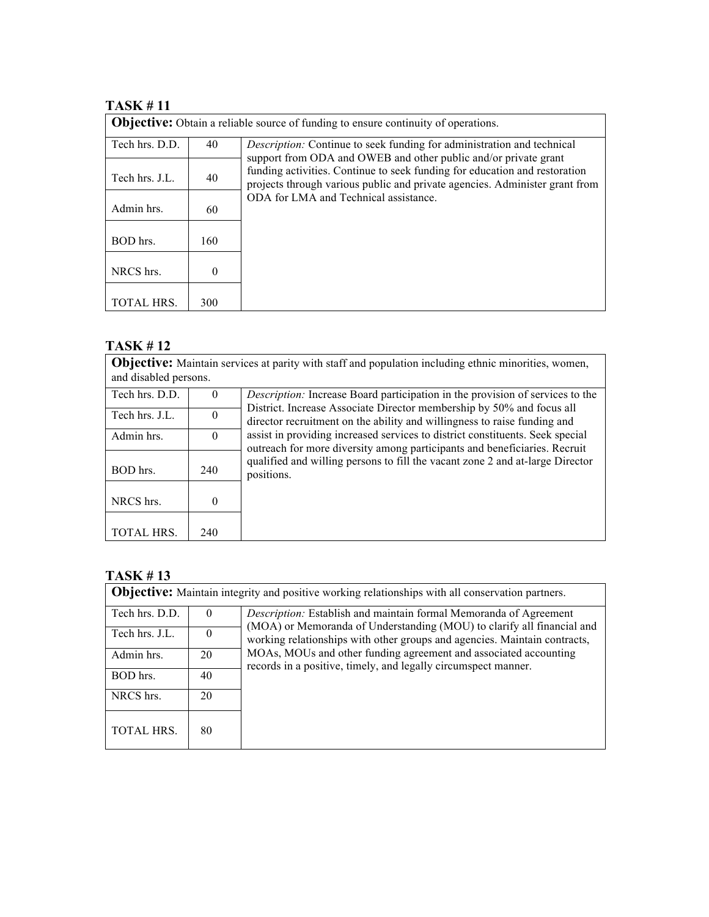### TASK # 11

| **Objective:** Obtain a reliable source of funding to ensure continuity of operations. | | |
|---|---|---|
| Tech hrs. D.D. | 40 | *Description:* Continue to seek funding for administration and technical support from ODA and OWEB and other public and/or private grant funding activities. Continue to seek funding for education and restoration projects through various public and private agencies. Administer grant from ODA for LMA and Technical assistance. |
| Tech hrs. J.L. | 40 | |
| Admin hrs. | 60 | |
| BOD hrs. | 160 | |
| NRCS hrs. | 0 | |
| TOTAL HRS. | 300 | |

### TASK # 12

| **Objective:** Maintain services at parity with staff and population including ethnic minorities, women, and disabled persons. | | |
|---|---|---|
| Tech hrs. D.D. | 0 | *Description:* Increase Board participation in the provision of services to the District. Increase Associate Director membership by 50% and focus all director recruitment on the ability and willingness to raise funding and assist in providing increased services to district constituents. Seek special outreach for more diversity among participants and beneficiaries. Recruit qualified and willing persons to fill the vacant zone 2 and at-large Director positions. |
| Tech hrs. J.L. | 0 | |
| Admin hrs. | 0 | |
| BOD hrs. | 240 | |
| NRCS hrs. | 0 | |
| TOTAL HRS. | 240 | |

### TASK # 13

| **Objective:** Maintain integrity and positive working relationships with all conservation partners. | | |
|---|---|---|
| Tech hrs. D.D. | 0 | *Description:* Establish and maintain formal Memoranda of Agreement (MOA) or Memoranda of Understanding (MOU) to clarify all financial and working relationships with other groups and agencies. Maintain contracts, MOAs, MOUs and other funding agreement and associated accounting records in a positive, timely, and legally circumspect manner. |
| Tech hrs. J.L. | 0 | |
| Admin hrs. | 20 | |
| BOD hrs. | 40 | |
| NRCS hrs. | 20 | |
| TOTAL HRS. | 80 | |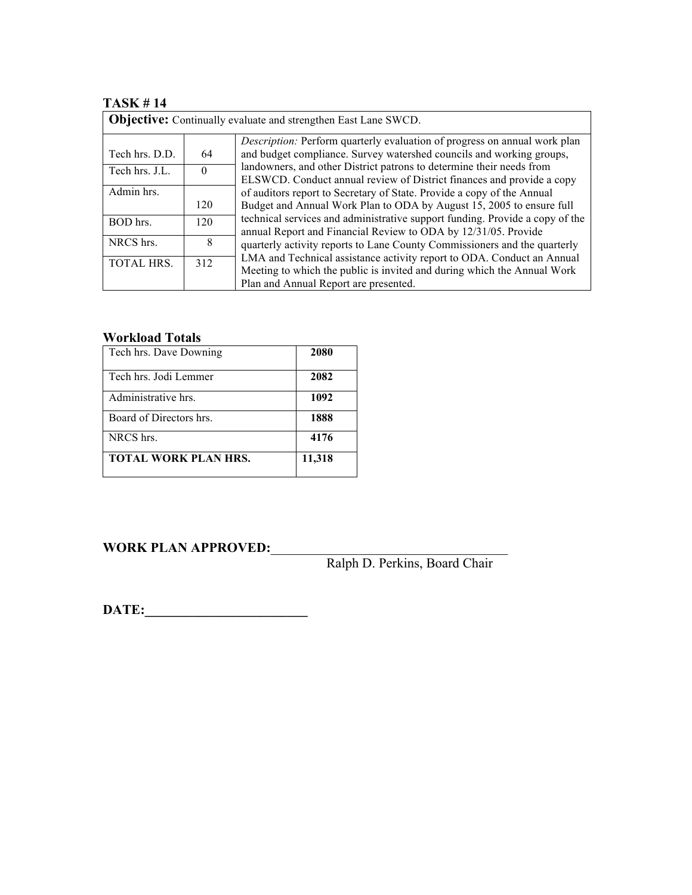### TASK # 14

| Objective: Continually evaluate and strengthen East Lane SWCD. | | |
|---|---|---|
| Tech hrs. D.D. | 64 | *Description:* Perform quarterly evaluation of progress on annual work plan and budget compliance. Survey watershed councils and working groups, landowners, and other District patrons to determine their needs from ELSWCD. Conduct annual review of District finances and provide a copy of auditors report to Secretary of State. Provide a copy of the Annual Budget and Annual Work Plan to ODA by August 15, 2005 to ensure full technical services and administrative support funding. Provide a copy of the annual Report and Financial Review to ODA by 12/31/05. Provide quarterly activity reports to Lane County Commissioners and the quarterly LMA and Technical assistance activity report to ODA. Conduct an Annual Meeting to which the public is invited and during which the Annual Work Plan and Annual Report are presented. |
| Tech hrs. J.L. | 0 | |
| Admin hrs. | 120 | |
| BOD hrs. | 120 | |
| NRCS hrs. | 8 | |
| TOTAL HRS. | 312 | |

### Workload Totals

| | |
|---|---|
| Tech hrs. Dave Downing | **2080** |
| Tech hrs. Jodi Lemmer | **2082** |
| Administrative hrs. | **1092** |
| Board of Directors hrs. | **1888** |
| NRCS hrs. | **4176** |
| **TOTAL WORK PLAN HRS.** | **11,318** |

**WORK PLAN APPROVED:**___________________________________
Ralph D. Perkins, Board Chair

**DATE:**________________________